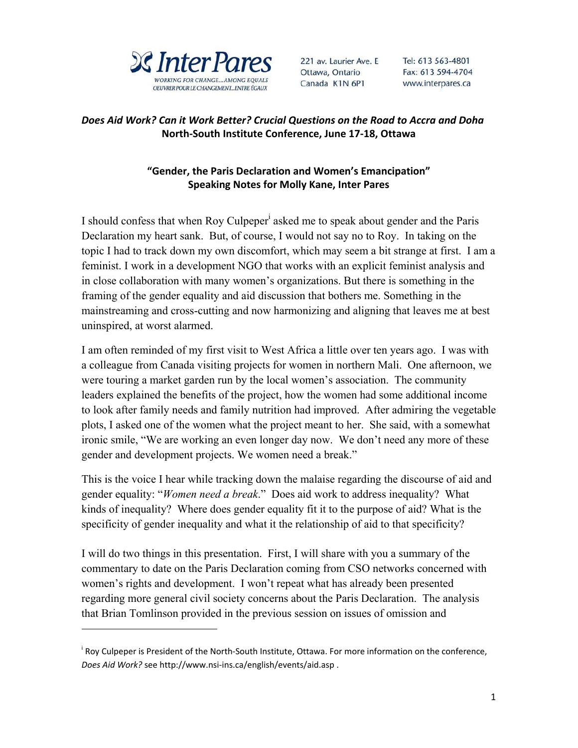Inter Pares
WORKING FOR CHANGE...AMONG EQUALS
OEUVRER POUR LE CHANGEMENT...ENTRE ÉGAUX

221 av. Laurier Ave. E
Ottawa, Ontario
Canada K1N 6P1

Tel: 613 563-4801
Fax: 613 594-4704
www.interpares.ca

***Does Aid Work? Can it Work Better? Crucial Questions on the Road to Accra and Doha***
**North-South Institute Conference, June 17-18, Ottawa**

## "Gender, the Paris Declaration and Women's Emancipation"
### Speaking Notes for Molly Kane, Inter Pares

I should confess that when Roy Culpeper[i] asked me to speak about gender and the Paris Declaration my heart sank. But, of course, I would not say no to Roy. In taking on the topic I had to track down my own discomfort, which may seem a bit strange at first. I am a feminist. I work in a development NGO that works with an explicit feminist analysis and in close collaboration with many women's organizations. But there is something in the framing of the gender equality and aid discussion that bothers me. Something in the mainstreaming and cross-cutting and now harmonizing and aligning that leaves me at best uninspired, at worst alarmed.

I am often reminded of my first visit to West Africa a little over ten years ago. I was with a colleague from Canada visiting projects for women in northern Mali. One afternoon, we were touring a market garden run by the local women's association. The community leaders explained the benefits of the project, how the women had some additional income to look after family needs and family nutrition had improved. After admiring the vegetable plots, I asked one of the women what the project meant to her. She said, with a somewhat ironic smile, "We are working an even longer day now. We don't need any more of these gender and development projects. We women need a break."

This is the voice I hear while tracking down the malaise regarding the discourse of aid and gender equality: "*Women need a break*." Does aid work to address inequality? What kinds of inequality? Where does gender equality fit it to the purpose of aid? What is the specificity of gender inequality and what it the relationship of aid to that specificity?

I will do two things in this presentation. First, I will share with you a summary of the commentary to date on the Paris Declaration coming from CSO networks concerned with women's rights and development. I won't repeat what has already been presented regarding more general civil society concerns about the Paris Declaration. The analysis that Brian Tomlinson provided in the previous session on issues of omission and

---

[i] Roy Culpeper is President of the North-South Institute, Ottawa. For more information on the conference, *Does Aid Work?* see http://www.nsi-ins.ca/english/events/aid.asp .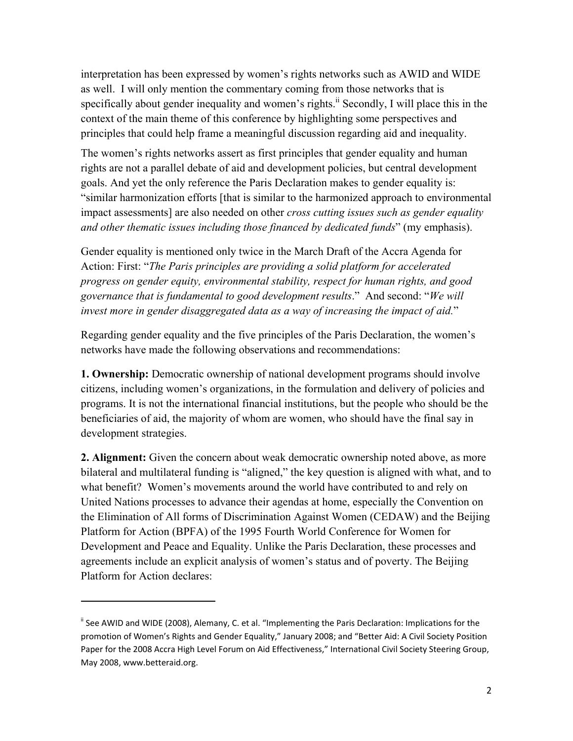interpretation has been expressed by women's rights networks such as AWID and WIDE as well. I will only mention the commentary coming from those networks that is specifically about gender inequality and women's rights.[ii] Secondly, I will place this in the context of the main theme of this conference by highlighting some perspectives and principles that could help frame a meaningful discussion regarding aid and inequality.

The women's rights networks assert as first principles that gender equality and human rights are not a parallel debate of aid and development policies, but central development goals. And yet the only reference the Paris Declaration makes to gender equality is: "similar harmonization efforts [that is similar to the harmonized approach to environmental impact assessments] are also needed on other *cross cutting issues such as gender equality and other thematic issues including those financed by dedicated funds*" (my emphasis).

Gender equality is mentioned only twice in the March Draft of the Accra Agenda for Action: First: "*The Paris principles are providing a solid platform for accelerated progress on gender equity, environmental stability, respect for human rights, and good governance that is fundamental to good development results*." And second: "*We will invest more in gender disaggregated data as a way of increasing the impact of aid.*"

Regarding gender equality and the five principles of the Paris Declaration, the women's networks have made the following observations and recommendations:

**1. Ownership:** Democratic ownership of national development programs should involve citizens, including women's organizations, in the formulation and delivery of policies and programs. It is not the international financial institutions, but the people who should be the beneficiaries of aid, the majority of whom are women, who should have the final say in development strategies.

**2. Alignment:** Given the concern about weak democratic ownership noted above, as more bilateral and multilateral funding is "aligned," the key question is aligned with what, and to what benefit? Women's movements around the world have contributed to and rely on United Nations processes to advance their agendas at home, especially the Convention on the Elimination of All forms of Discrimination Against Women (CEDAW) and the Beijing Platform for Action (BPFA) of the 1995 Fourth World Conference for Women for Development and Peace and Equality. Unlike the Paris Declaration, these processes and agreements include an explicit analysis of women's status and of poverty. The Beijing Platform for Action declares:

---

[ii] See AWID and WIDE (2008), Alemany, C. et al. "Implementing the Paris Declaration: Implications for the promotion of Women's Rights and Gender Equality," January 2008; and "Better Aid: A Civil Society Position Paper for the 2008 Accra High Level Forum on Aid Effectiveness," International Civil Society Steering Group, May 2008, www.betteraid.org.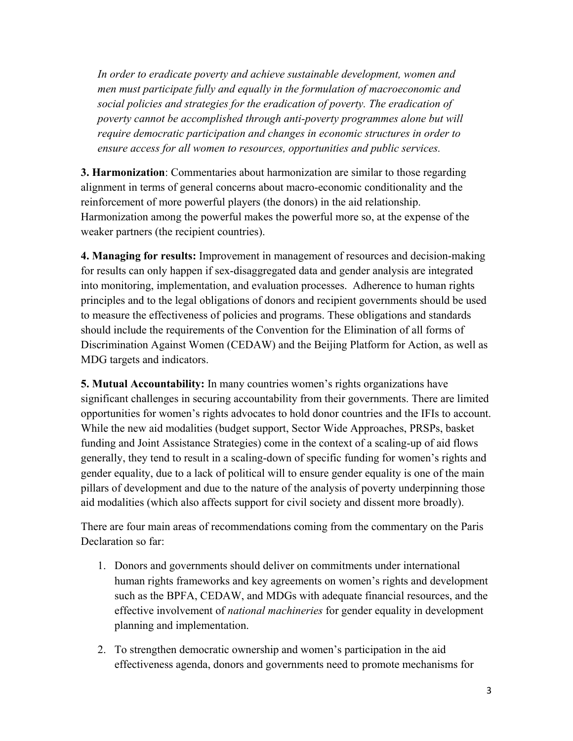*In order to eradicate poverty and achieve sustainable development, women and men must participate fully and equally in the formulation of macroeconomic and social policies and strategies for the eradication of poverty. The eradication of poverty cannot be accomplished through anti-poverty programmes alone but will require democratic participation and changes in economic structures in order to ensure access for all women to resources, opportunities and public services.*

**3. Harmonization**: Commentaries about harmonization are similar to those regarding alignment in terms of general concerns about macro-economic conditionality and the reinforcement of more powerful players (the donors) in the aid relationship. Harmonization among the powerful makes the powerful more so, at the expense of the weaker partners (the recipient countries).

**4. Managing for results:** Improvement in management of resources and decision-making for results can only happen if sex-disaggregated data and gender analysis are integrated into monitoring, implementation, and evaluation processes. Adherence to human rights principles and to the legal obligations of donors and recipient governments should be used to measure the effectiveness of policies and programs. These obligations and standards should include the requirements of the Convention for the Elimination of all forms of Discrimination Against Women (CEDAW) and the Beijing Platform for Action, as well as MDG targets and indicators.

**5. Mutual Accountability:** In many countries women's rights organizations have significant challenges in securing accountability from their governments. There are limited opportunities for women's rights advocates to hold donor countries and the IFIs to account. While the new aid modalities (budget support, Sector Wide Approaches, PRSPs, basket funding and Joint Assistance Strategies) come in the context of a scaling-up of aid flows generally, they tend to result in a scaling-down of specific funding for women's rights and gender equality, due to a lack of political will to ensure gender equality is one of the main pillars of development and due to the nature of the analysis of poverty underpinning those aid modalities (which also affects support for civil society and dissent more broadly).

There are four main areas of recommendations coming from the commentary on the Paris Declaration so far:

1. Donors and governments should deliver on commitments under international human rights frameworks and key agreements on women's rights and development such as the BPFA, CEDAW, and MDGs with adequate financial resources, and the effective involvement of *national machineries* for gender equality in development planning and implementation.

2. To strengthen democratic ownership and women's participation in the aid effectiveness agenda, donors and governments need to promote mechanisms for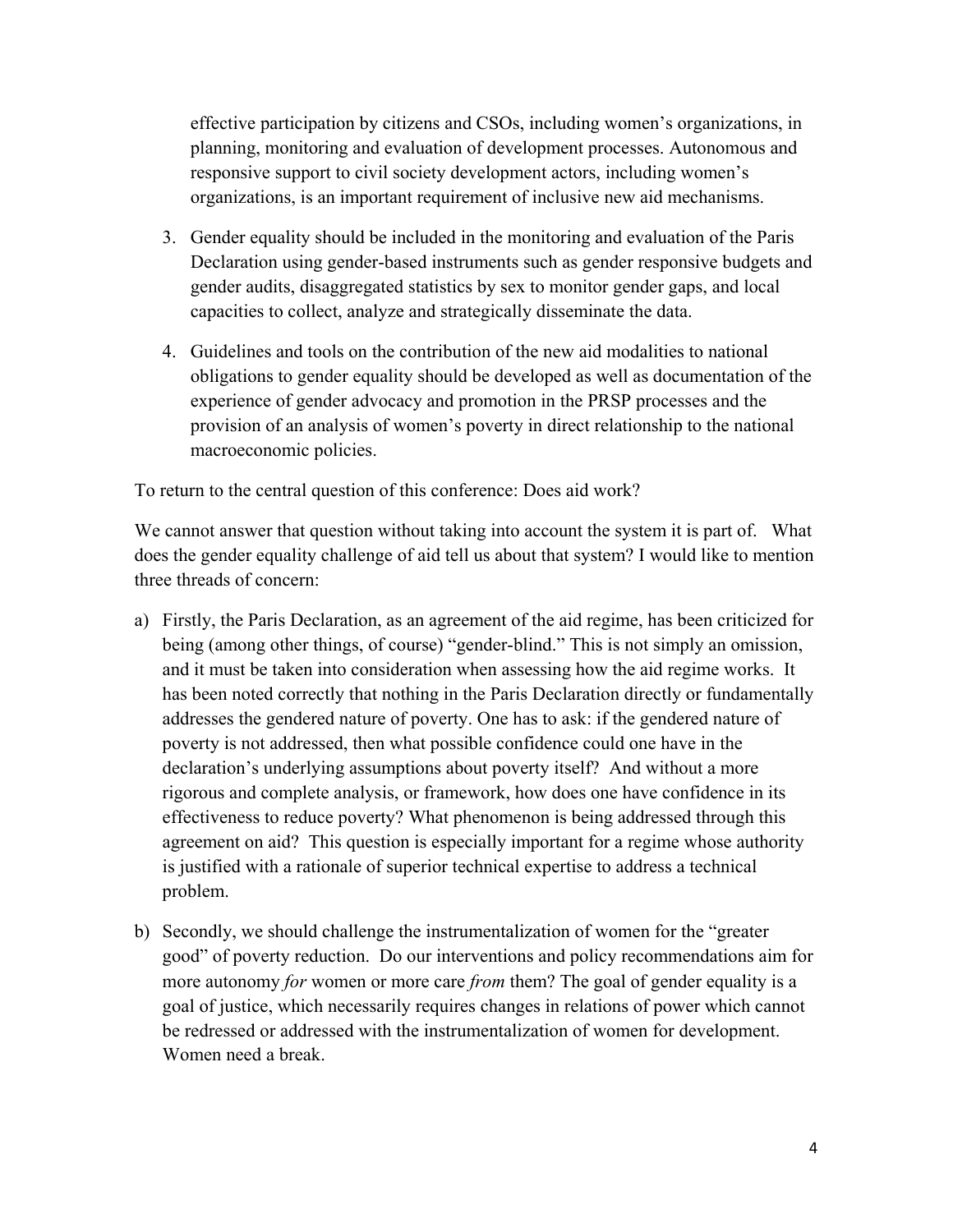effective participation by citizens and CSOs, including women's organizations, in planning, monitoring and evaluation of development processes. Autonomous and responsive support to civil society development actors, including women's organizations, is an important requirement of inclusive new aid mechanisms.

3. Gender equality should be included in the monitoring and evaluation of the Paris Declaration using gender-based instruments such as gender responsive budgets and gender audits, disaggregated statistics by sex to monitor gender gaps, and local capacities to collect, analyze and strategically disseminate the data.

4. Guidelines and tools on the contribution of the new aid modalities to national obligations to gender equality should be developed as well as documentation of the experience of gender advocacy and promotion in the PRSP processes and the provision of an analysis of women's poverty in direct relationship to the national macroeconomic policies.

To return to the central question of this conference: Does aid work?

We cannot answer that question without taking into account the system it is part of. What does the gender equality challenge of aid tell us about that system? I would like to mention three threads of concern:

a) Firstly, the Paris Declaration, as an agreement of the aid regime, has been criticized for being (among other things, of course) "gender-blind." This is not simply an omission, and it must be taken into consideration when assessing how the aid regime works. It has been noted correctly that nothing in the Paris Declaration directly or fundamentally addresses the gendered nature of poverty. One has to ask: if the gendered nature of poverty is not addressed, then what possible confidence could one have in the declaration's underlying assumptions about poverty itself? And without a more rigorous and complete analysis, or framework, how does one have confidence in its effectiveness to reduce poverty? What phenomenon is being addressed through this agreement on aid? This question is especially important for a regime whose authority is justified with a rationale of superior technical expertise to address a technical problem.

b) Secondly, we should challenge the instrumentalization of women for the "greater good" of poverty reduction. Do our interventions and policy recommendations aim for more autonomy *for* women or more care *from* them? The goal of gender equality is a goal of justice, which necessarily requires changes in relations of power which cannot be redressed or addressed with the instrumentalization of women for development. Women need a break.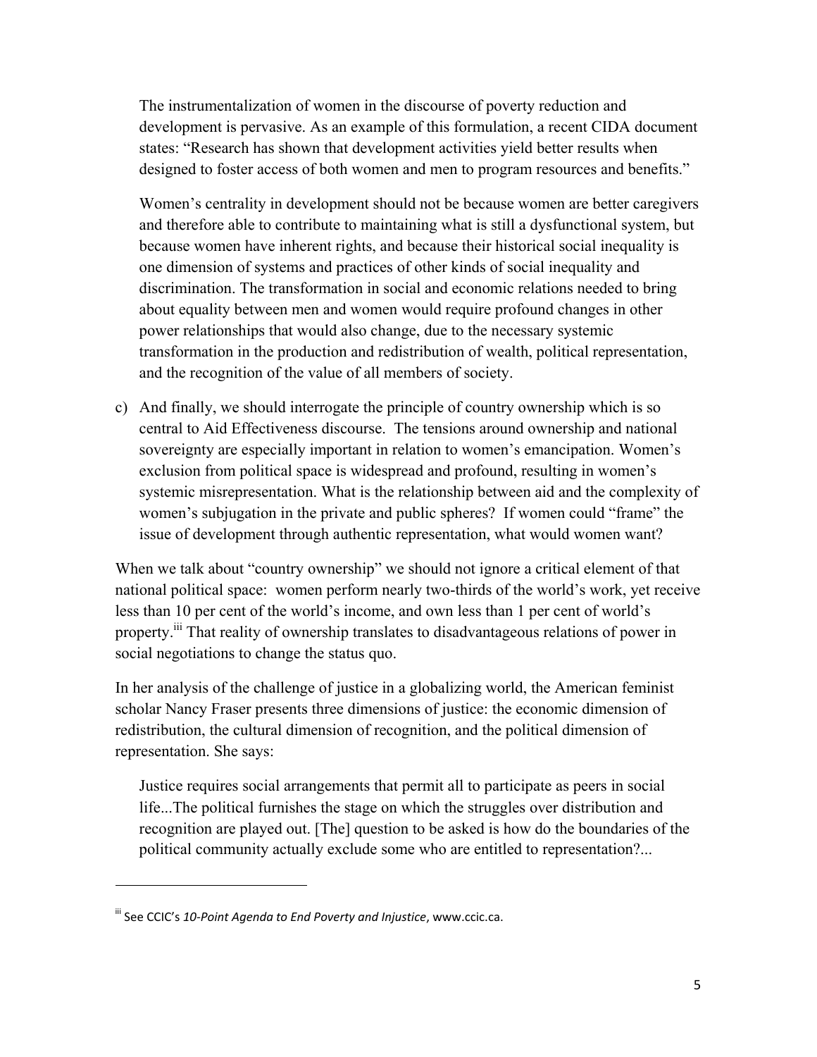> The instrumentalization of women in the discourse of poverty reduction and development is pervasive. As an example of this formulation, a recent CIDA document states: "Research has shown that development activities yield better results when designed to foster access of both women and men to program resources and benefits."
>
> Women's centrality in development should not be because women are better caregivers and therefore able to contribute to maintaining what is still a dysfunctional system, but because women have inherent rights, and because their historical social inequality is one dimension of systems and practices of other kinds of social inequality and discrimination. The transformation in social and economic relations needed to bring about equality between men and women would require profound changes in other power relationships that would also change, due to the necessary systemic transformation in the production and redistribution of wealth, political representation, and the recognition of the value of all members of society.

c) And finally, we should interrogate the principle of country ownership which is so central to Aid Effectiveness discourse. The tensions around ownership and national sovereignty are especially important in relation to women's emancipation. Women's exclusion from political space is widespread and profound, resulting in women's systemic misrepresentation. What is the relationship between aid and the complexity of women's subjugation in the private and public spheres? If women could "frame" the issue of development through authentic representation, what would women want?

When we talk about "country ownership" we should not ignore a critical element of that national political space: women perform nearly two-thirds of the world's work, yet receive less than 10 per cent of the world's income, and own less than 1 per cent of world's property.[iii] That reality of ownership translates to disadvantageous relations of power in social negotiations to change the status quo.

In her analysis of the challenge of justice in a globalizing world, the American feminist scholar Nancy Fraser presents three dimensions of justice: the economic dimension of redistribution, the cultural dimension of recognition, and the political dimension of representation. She says:

> Justice requires social arrangements that permit all to participate as peers in social life...The political furnishes the stage on which the struggles over distribution and recognition are played out. [The] question to be asked is how do the boundaries of the political community actually exclude some who are entitled to representation?...

---

[iii] See CCIC's *10-Point Agenda to End Poverty and Injustice*, www.ccic.ca.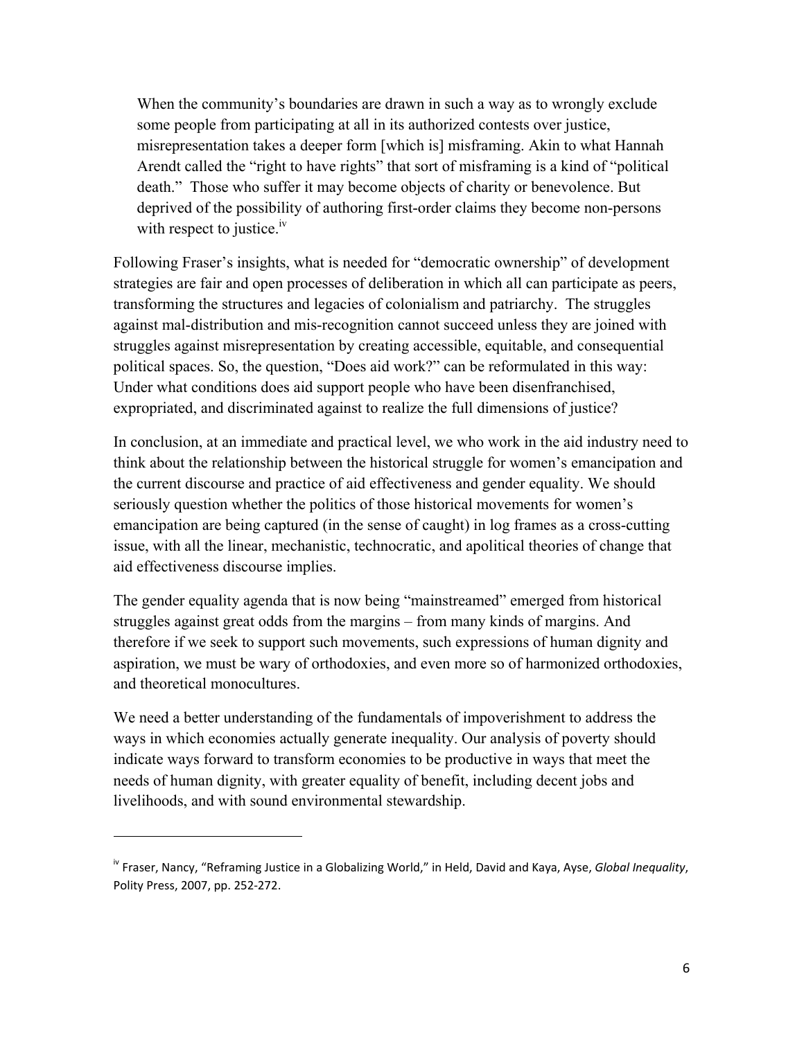> When the community's boundaries are drawn in such a way as to wrongly exclude some people from participating at all in its authorized contests over justice, misrepresentation takes a deeper form [which is] misframing. Akin to what Hannah Arendt called the "right to have rights" that sort of misframing is a kind of "political death." Those who suffer it may become objects of charity or benevolence. But deprived of the possibility of authoring first-order claims they become non-persons with respect to justice.[iv]

Following Fraser's insights, what is needed for "democratic ownership" of development strategies are fair and open processes of deliberation in which all can participate as peers, transforming the structures and legacies of colonialism and patriarchy. The struggles against mal-distribution and mis-recognition cannot succeed unless they are joined with struggles against misrepresentation by creating accessible, equitable, and consequential political spaces. So, the question, "Does aid work?" can be reformulated in this way: Under what conditions does aid support people who have been disenfranchised, expropriated, and discriminated against to realize the full dimensions of justice?

In conclusion, at an immediate and practical level, we who work in the aid industry need to think about the relationship between the historical struggle for women's emancipation and the current discourse and practice of aid effectiveness and gender equality. We should seriously question whether the politics of those historical movements for women's emancipation are being captured (in the sense of caught) in log frames as a cross-cutting issue, with all the linear, mechanistic, technocratic, and apolitical theories of change that aid effectiveness discourse implies.

The gender equality agenda that is now being "mainstreamed" emerged from historical struggles against great odds from the margins – from many kinds of margins. And therefore if we seek to support such movements, such expressions of human dignity and aspiration, we must be wary of orthodoxies, and even more so of harmonized orthodoxies, and theoretical monocultures.

We need a better understanding of the fundamentals of impoverishment to address the ways in which economies actually generate inequality. Our analysis of poverty should indicate ways forward to transform economies to be productive in ways that meet the needs of human dignity, with greater equality of benefit, including decent jobs and livelihoods, and with sound environmental stewardship.

---

[iv] Fraser, Nancy, "Reframing Justice in a Globalizing World," in Held, David and Kaya, Ayse, *Global Inequality*, Polity Press, 2007, pp. 252-272.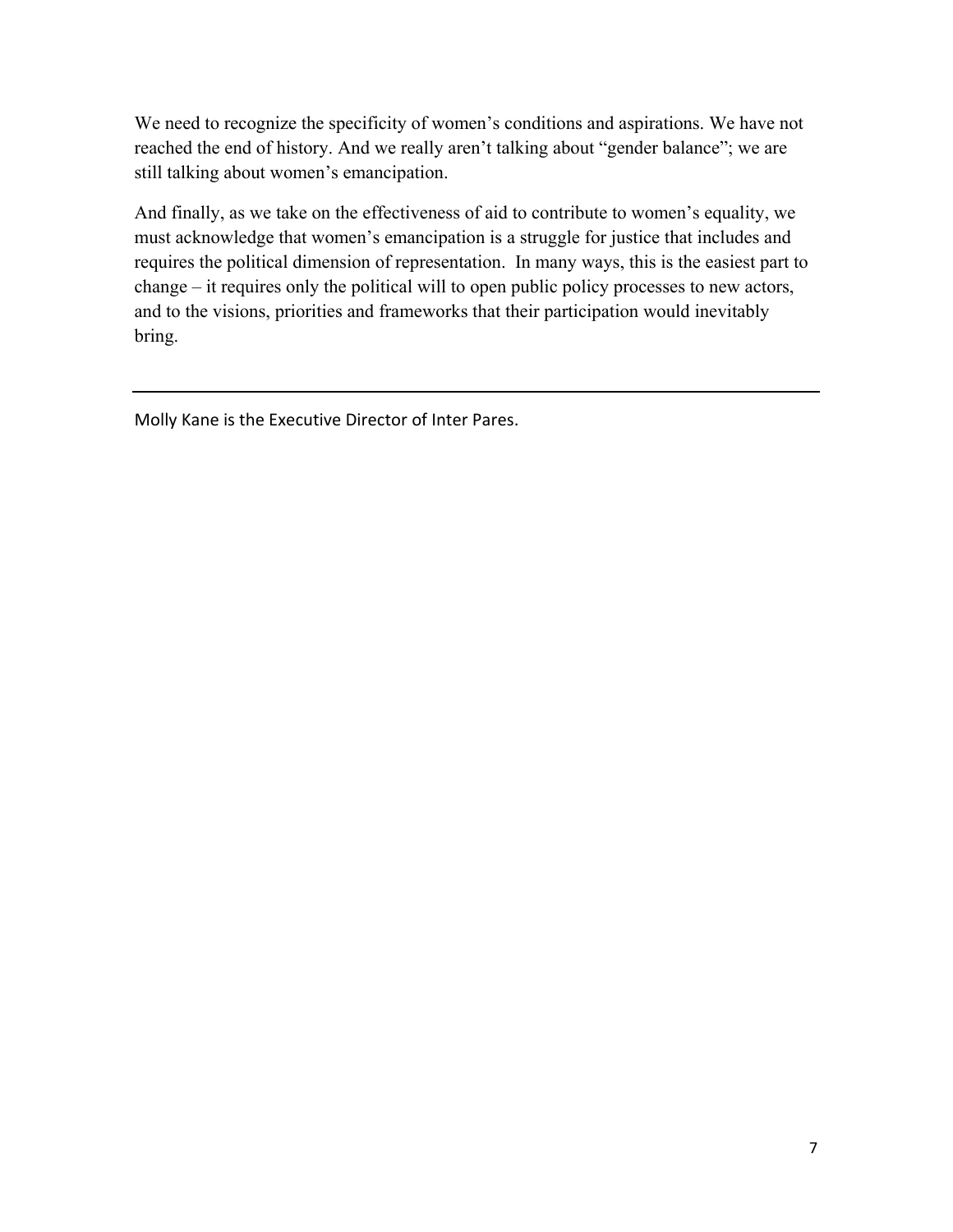We need to recognize the specificity of women's conditions and aspirations. We have not reached the end of history. And we really aren't talking about "gender balance"; we are still talking about women's emancipation.

And finally, as we take on the effectiveness of aid to contribute to women's equality, we must acknowledge that women's emancipation is a struggle for justice that includes and requires the political dimension of representation. In many ways, this is the easiest part to change – it requires only the political will to open public policy processes to new actors, and to the visions, priorities and frameworks that their participation would inevitably bring.

---

Molly Kane is the Executive Director of Inter Pares.